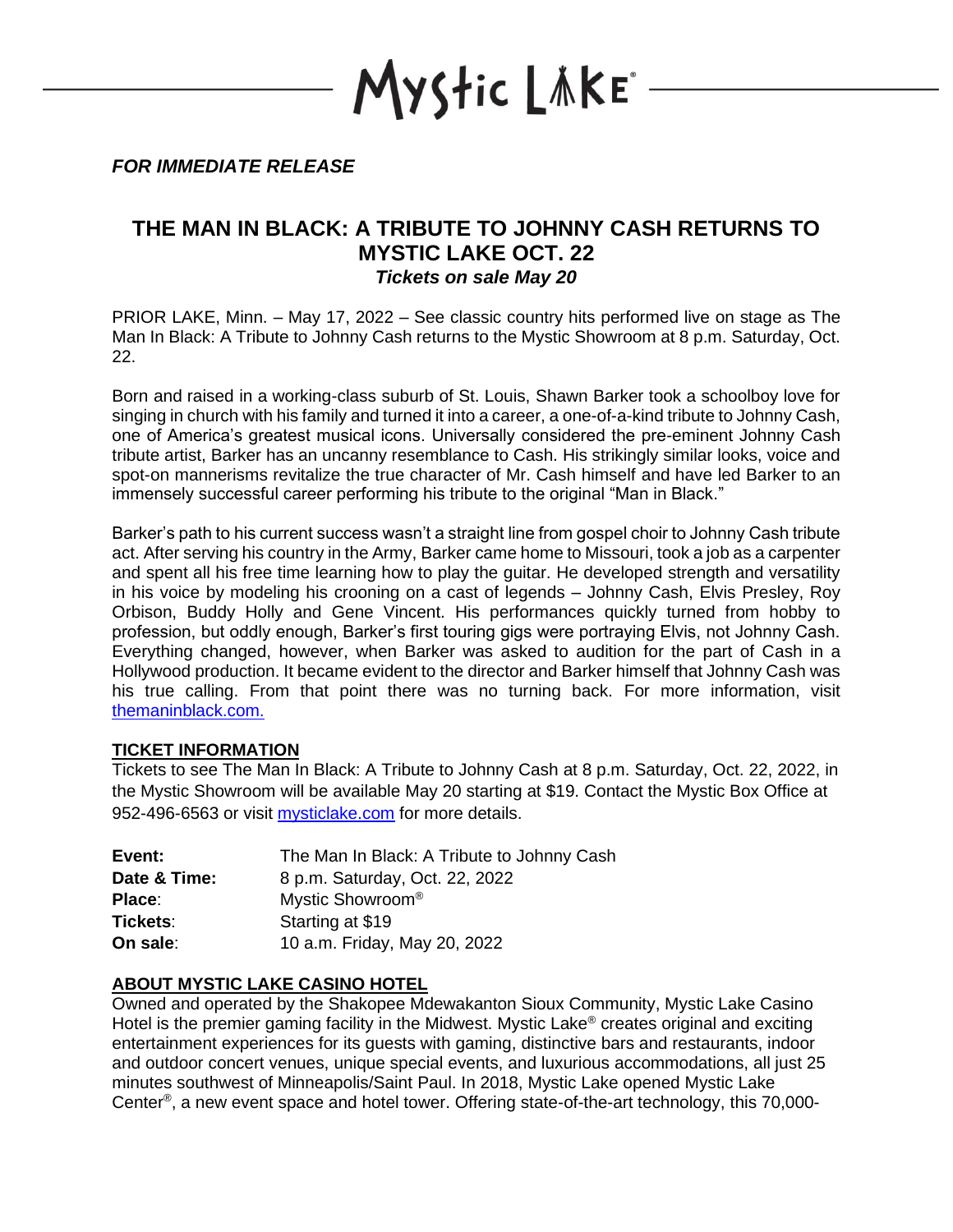Mystic Lake®

*FOR IMMEDIATE RELEASE*

# THE MAN IN BLACK: A TRIBUTE TO JOHNNY CASH RETURNS TO MYSTIC LAKE OCT. 22

***Tickets on sale May 20***

PRIOR LAKE, Minn. – May 17, 2022 – See classic country hits performed live on stage as The Man In Black: A Tribute to Johnny Cash returns to the Mystic Showroom at 8 p.m. Saturday, Oct. 22.

Born and raised in a working-class suburb of St. Louis, Shawn Barker took a schoolboy love for singing in church with his family and turned it into a career, a one-of-a-kind tribute to Johnny Cash, one of America's greatest musical icons. Universally considered the pre-eminent Johnny Cash tribute artist, Barker has an uncanny resemblance to Cash. His strikingly similar looks, voice and spot-on mannerisms revitalize the true character of Mr. Cash himself and have led Barker to an immensely successful career performing his tribute to the original "Man in Black."

Barker's path to his current success wasn't a straight line from gospel choir to Johnny Cash tribute act. After serving his country in the Army, Barker came home to Missouri, took a job as a carpenter and spent all his free time learning how to play the guitar. He developed strength and versatility in his voice by modeling his crooning on a cast of legends – Johnny Cash, Elvis Presley, Roy Orbison, Buddy Holly and Gene Vincent. His performances quickly turned from hobby to profession, but oddly enough, Barker's first touring gigs were portraying Elvis, not Johnny Cash. Everything changed, however, when Barker was asked to audition for the part of Cash in a Hollywood production. It became evident to the director and Barker himself that Johnny Cash was his true calling. From that point there was no turning back. For more information, visit [themaninblack.com.](themaninblack.com)

**TICKET INFORMATION**

Tickets to see The Man In Black: A Tribute to Johnny Cash at 8 p.m. Saturday, Oct. 22, 2022, in the Mystic Showroom will be available May 20 starting at $19. Contact the Mystic Box Office at 952-496-6563 or visit [mysticlake.com](mysticlake.com) for more details.

| | |
|---|---|
| **Event:** | The Man In Black: A Tribute to Johnny Cash |
| **Date & Time:** | 8 p.m. Saturday, Oct. 22, 2022 |
| **Place**: | Mystic Showroom® |
| **Tickets**: | Starting at $19 |
| **On sale**: | 10 a.m. Friday, May 20, 2022 |

**ABOUT MYSTIC LAKE CASINO HOTEL**

Owned and operated by the Shakopee Mdewakanton Sioux Community, Mystic Lake Casino Hotel is the premier gaming facility in the Midwest. Mystic Lake® creates original and exciting entertainment experiences for its guests with gaming, distinctive bars and restaurants, indoor and outdoor concert venues, unique special events, and luxurious accommodations, all just 25 minutes southwest of Minneapolis/Saint Paul. In 2018, Mystic Lake opened Mystic Lake Center®, a new event space and hotel tower. Offering state-of-the-art technology, this 70,000-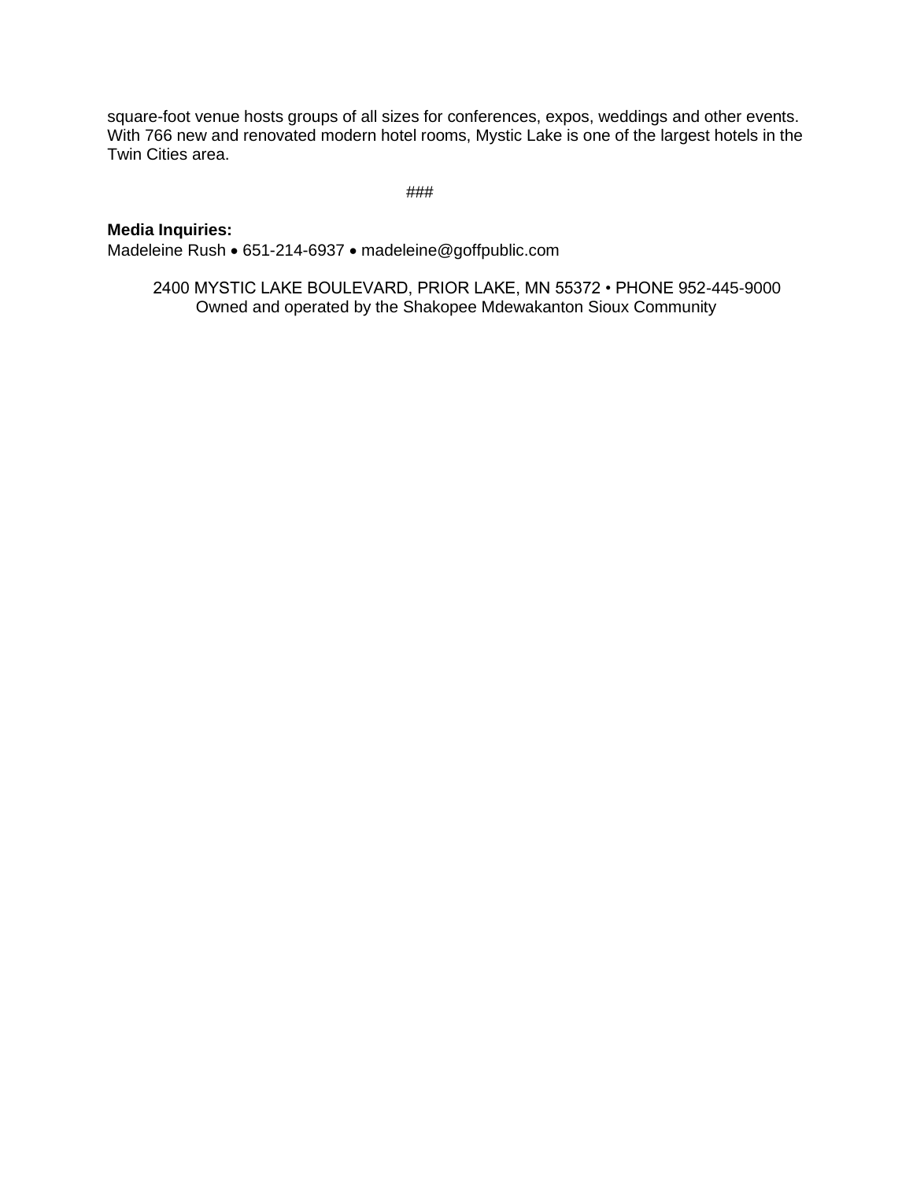square-foot venue hosts groups of all sizes for conferences, expos, weddings and other events. With 766 new and renovated modern hotel rooms, Mystic Lake is one of the largest hotels in the Twin Cities area.

###

**Media Inquiries:**
Madeleine Rush • 651-214-6937 • madeleine@goffpublic.com

2400 MYSTIC LAKE BOULEVARD, PRIOR LAKE, MN 55372 • PHONE 952-445-9000
Owned and operated by the Shakopee Mdewakanton Sioux Community